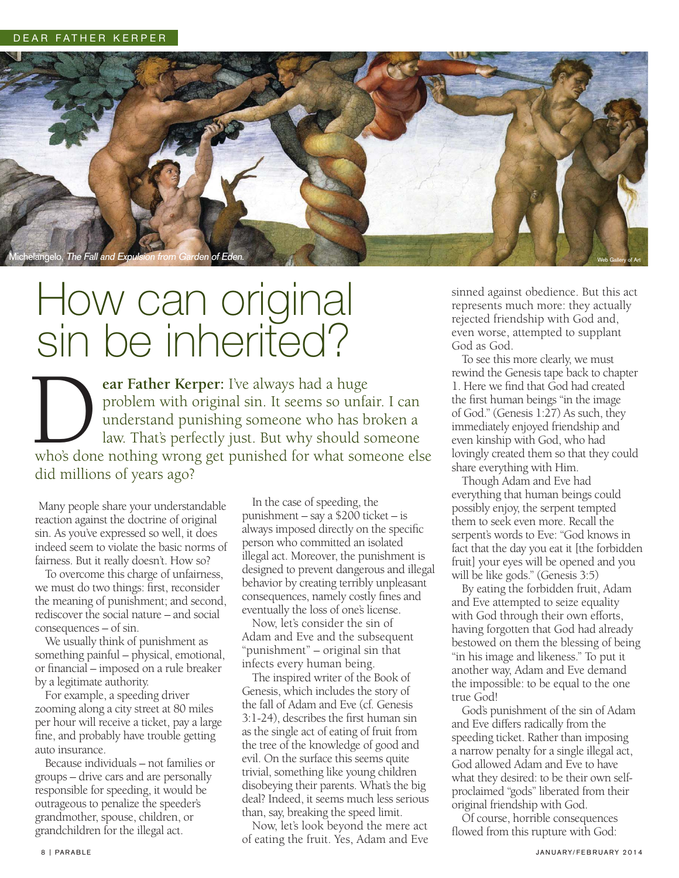Michelangelo, *The Fall and Expulsion from Garden of Eden.*

Web Gallery of Art

# How can original sin be inherited?

**Dear Father Kerper:** I've always had a huge problem with original sin. It seems so unfair. I can understand punishing someone who has broken a law. That's perfectly just. But why should someone who's done nothing wrong get punished for what someone else did millions of years ago?

Many people share your understandable reaction against the doctrine of original sin. As you've expressed so well, it does indeed seem to violate the basic norms of fairness. But it really doesn't. How so?

To overcome this charge of unfairness, we must do two things: first, reconsider the meaning of punishment; and second, rediscover the social nature – and social consequences – of sin.

We usually think of punishment as something painful – physical, emotional, or financial – imposed on a rule breaker by a legitimate authority.

For example, a speeding driver zooming along a city street at 80 miles per hour will receive a ticket, pay a large fine, and probably have trouble getting auto insurance.

Because individuals – not families or groups – drive cars and are personally responsible for speeding, it would be outrageous to penalize the speeder's grandmother, spouse, children, or grandchildren for the illegal act.

In the case of speeding, the punishment – say a $200 ticket – is always imposed directly on the specific person who committed an isolated illegal act. Moreover, the punishment is designed to prevent dangerous and illegal behavior by creating terribly unpleasant consequences, namely costly fines and eventually the loss of one's license.

Now, let's consider the sin of Adam and Eve and the subsequent "punishment" – original sin that infects every human being.

The inspired writer of the Book of Genesis, which includes the story of the fall of Adam and Eve (cf. Genesis 3:1-24), describes the first human sin as the single act of eating of fruit from the tree of the knowledge of good and evil. On the surface this seems quite trivial, something like young children disobeying their parents. What's the big deal? Indeed, it seems much less serious than, say, breaking the speed limit.

Now, let's look beyond the mere act of eating the fruit. Yes, Adam and Eve sinned against obedience. But this act represents much more: they actually rejected friendship with God and, even worse, attempted to supplant God as God.

To see this more clearly, we must rewind the Genesis tape back to chapter 1. Here we find that God had created the first human beings "in the image of God." (Genesis 1:27) As such, they immediately enjoyed friendship and even kinship with God, who had lovingly created them so that they could share everything with Him.

Though Adam and Eve had everything that human beings could possibly enjoy, the serpent tempted them to seek even more. Recall the serpent's words to Eve: "God knows in fact that the day you eat it [the forbidden fruit] your eyes will be opened and you will be like gods." (Genesis 3:5)

By eating the forbidden fruit, Adam and Eve attempted to seize equality with God through their own efforts, having forgotten that God had already bestowed on them the blessing of being "in his image and likeness." To put it another way, Adam and Eve demand the impossible: to be equal to the one true God!

God's punishment of the sin of Adam and Eve differs radically from the speeding ticket. Rather than imposing a narrow penalty for a single illegal act, God allowed Adam and Eve to have what they desired: to be their own self-proclaimed "gods" liberated from their original friendship with God.

Of course, horrible consequences flowed from this rupture with God: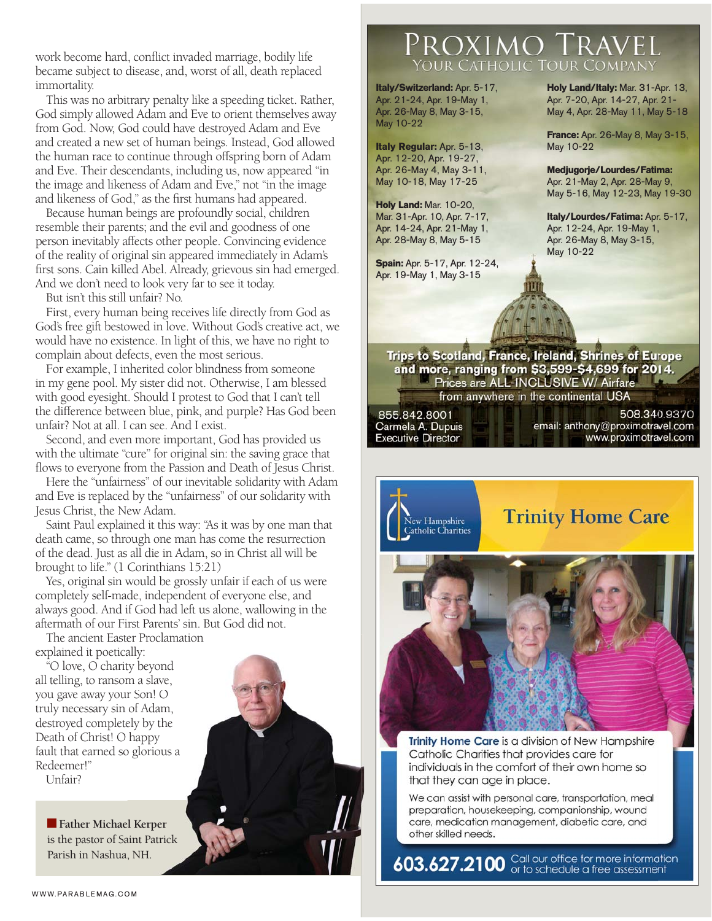work become hard, conflict invaded marriage, bodily life became subject to disease, and, worst of all, death replaced immortality.

This was no arbitrary penalty like a speeding ticket. Rather, God simply allowed Adam and Eve to orient themselves away from God. Now, God could have destroyed Adam and Eve and created a new set of human beings. Instead, God allowed the human race to continue through offspring born of Adam and Eve. Their descendants, including us, now appeared "in the image and likeness of Adam and Eve," not "in the image and likeness of God," as the first humans had appeared.

Because human beings are profoundly social, children resemble their parents; and the evil and goodness of one person inevitably affects other people. Convincing evidence of the reality of original sin appeared immediately in Adam's first sons. Cain killed Abel. Already, grievous sin had emerged. And we don't need to look very far to see it today.

But isn't this still unfair? No.

First, every human being receives life directly from God as God's free gift bestowed in love. Without God's creative act, we would have no existence. In light of this, we have no right to complain about defects, even the most serious.

For example, I inherited color blindness from someone in my gene pool. My sister did not. Otherwise, I am blessed with good eyesight. Should I protest to God that I can't tell the difference between blue, pink, and purple? Has God been unfair? Not at all. I can see. And I exist.

Second, and even more important, God has provided us with the ultimate "cure" for original sin: the saving grace that flows to everyone from the Passion and Death of Jesus Christ.

Here the "unfairness" of our inevitable solidarity with Adam and Eve is replaced by the "unfairness" of our solidarity with Jesus Christ, the New Adam.

Saint Paul explained it this way: "As it was by one man that death came, so through one man has come the resurrection of the dead. Just as all die in Adam, so in Christ all will be brought to life." (1 Corinthians 15:21)

Yes, original sin would be grossly unfair if each of us were completely self-made, independent of everyone else, and always good. And if God had left us alone, wallowing in the aftermath of our First Parents' sin. But God did not.

The ancient Easter Proclamation explained it poetically:

"O love, O charity beyond all telling, to ransom a slave, you gave away your Son! O truly necessary sin of Adam, destroyed completely by the Death of Christ! O happy fault that earned so glorious a Redeemer!"

Unfair?

**Father Michael Kerper** is the pastor of Saint Patrick Parish in Nashua, NH.

# PROXIMO TRAVEL
## YOUR CATHOLIC TOUR COMPANY

**Italy/Switzerland:** Apr. 5-17, Apr. 21-24, Apr. 19-May 1, Apr. 26-May 8, May 3-15, May 10-22

**Italy Regular:** Apr. 5-13, Apr. 12-20, Apr. 19-27, Apr. 26-May 4, May 3-11, May 10-18, May 17-25

**Holy Land:** Mar. 10-20, Mar. 31-Apr. 10, Apr. 7-17, Apr. 14-24, Apr. 21-May 1, Apr. 28-May 8, May 5-15

**Spain:** Apr. 5-17, Apr. 12-24, Apr. 19-May 1, May 3-15

**Holy Land/Italy:** Mar. 31-Apr. 13, Apr. 7-20, Apr. 14-27, Apr. 21-May 4, Apr. 28-May 11, May 5-18

**France:** Apr. 26-May 8, May 3-15, May 10-22

**Medjugorje/Lourdes/Fatima:** Apr. 21-May 2, Apr. 28-May 9, May 5-16, May 12-23, May 19-30

**Italy/Lourdes/Fatima:** Apr. 5-17, Apr. 12-24, Apr. 19-May 1, Apr. 26-May 8, May 3-15, May 10-22

**Trips to Scotland, France, Ireland, Shrines of Europe and more, ranging from $3,599-$4,699 for 2014.**
Prices are ALL-INCLUSIVE W/ Airfare from anywhere in the continental USA

855.842.8001
Carmela A. Dupuis
Executive Director

508.340.9370
email: anthony@proximotravel.com
www.proximotravel.com

New Hampshire Catholic Charities

# Trinity Home Care

**Trinity Home Care** is a division of New Hampshire Catholic Charities that provides care for individuals in the comfort of their own home so that they can age in place.

We can assist with personal care, transportation, meal preparation, housekeeping, companionship, wound care, medication management, diabetic care, and other skilled needs.

**603.627.2100** Call our office for more information or to schedule a free assessment